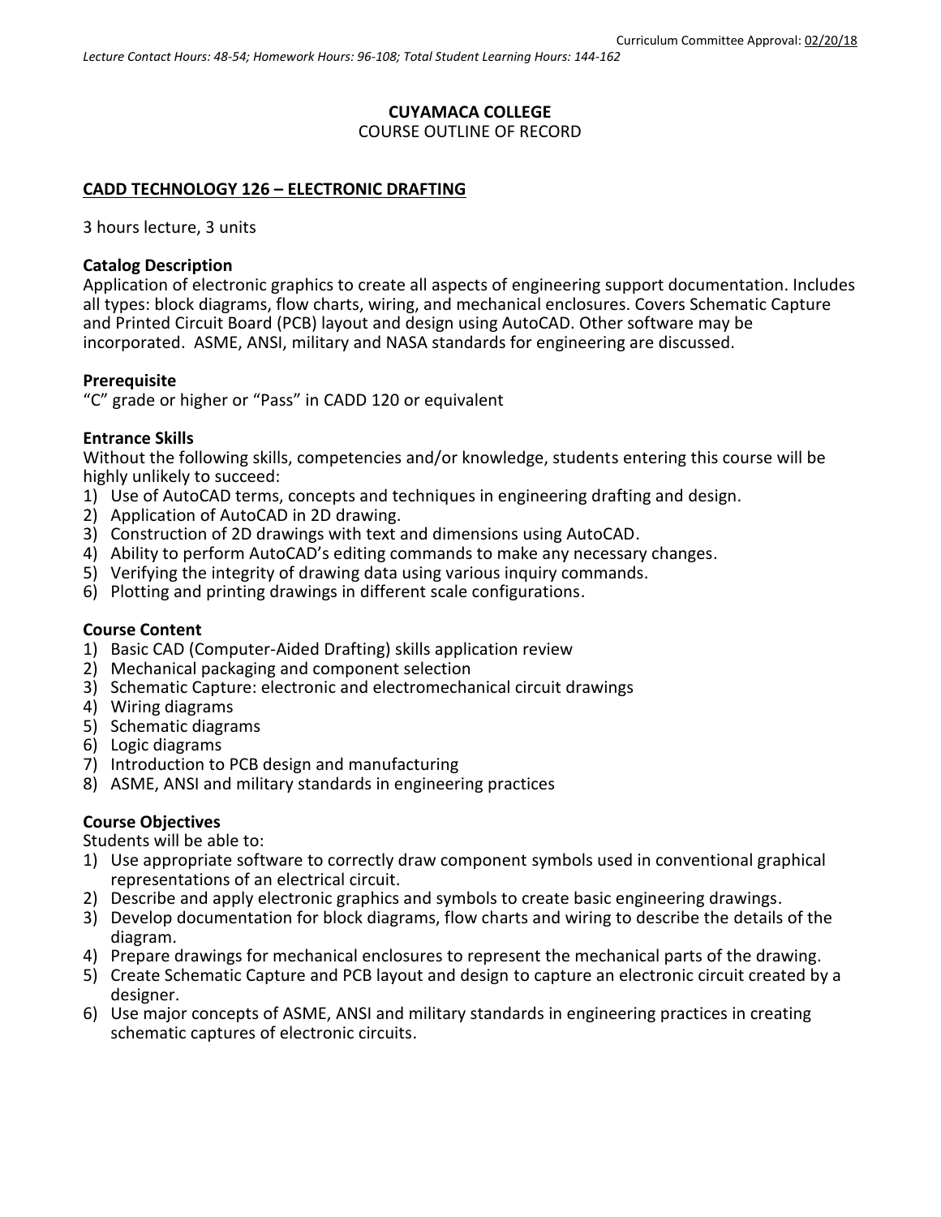Curriculum Committee Approval: 02/20/18

*Lecture Contact Hours: 48-54; Homework Hours: 96-108; Total Student Learning Hours: 144-162*

**CUYAMACA COLLEGE**

COURSE OUTLINE OF RECORD

# CADD TECHNOLOGY 126 – ELECTRONIC DRAFTING

3 hours lecture, 3 units

**Catalog Description**

Application of electronic graphics to create all aspects of engineering support documentation. Includes all types: block diagrams, flow charts, wiring, and mechanical enclosures. Covers Schematic Capture and Printed Circuit Board (PCB) layout and design using AutoCAD. Other software may be incorporated. ASME, ANSI, military and NASA standards for engineering are discussed.

**Prerequisite**

"C" grade or higher or "Pass" in CADD 120 or equivalent

**Entrance Skills**

Without the following skills, competencies and/or knowledge, students entering this course will be highly unlikely to succeed:

1) Use of AutoCAD terms, concepts and techniques in engineering drafting and design.
2) Application of AutoCAD in 2D drawing.
3) Construction of 2D drawings with text and dimensions using AutoCAD.
4) Ability to perform AutoCAD's editing commands to make any necessary changes.
5) Verifying the integrity of drawing data using various inquiry commands.
6) Plotting and printing drawings in different scale configurations.

**Course Content**

1) Basic CAD (Computer-Aided Drafting) skills application review
2) Mechanical packaging and component selection
3) Schematic Capture: electronic and electromechanical circuit drawings
4) Wiring diagrams
5) Schematic diagrams
6) Logic diagrams
7) Introduction to PCB design and manufacturing
8) ASME, ANSI and military standards in engineering practices

**Course Objectives**

Students will be able to:

1) Use appropriate software to correctly draw component symbols used in conventional graphical representations of an electrical circuit.
2) Describe and apply electronic graphics and symbols to create basic engineering drawings.
3) Develop documentation for block diagrams, flow charts and wiring to describe the details of the diagram.
4) Prepare drawings for mechanical enclosures to represent the mechanical parts of the drawing.
5) Create Schematic Capture and PCB layout and design to capture an electronic circuit created by a designer.
6) Use major concepts of ASME, ANSI and military standards in engineering practices in creating schematic captures of electronic circuits.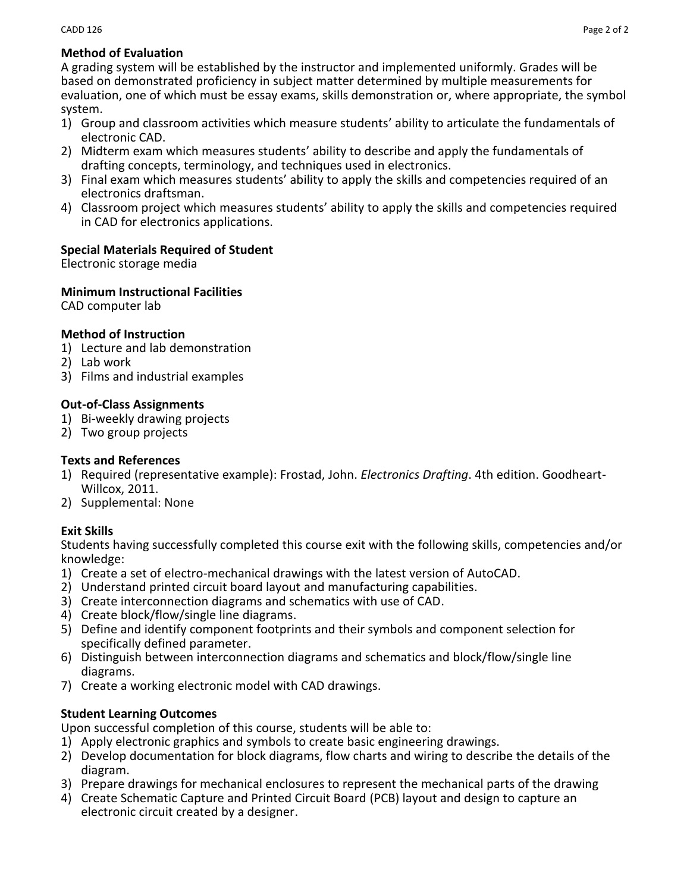## Method of Evaluation

A grading system will be established by the instructor and implemented uniformly. Grades will be based on demonstrated proficiency in subject matter determined by multiple measurements for evaluation, one of which must be essay exams, skills demonstration or, where appropriate, the symbol system.

1) Group and classroom activities which measure students' ability to articulate the fundamentals of electronic CAD.
2) Midterm exam which measures students' ability to describe and apply the fundamentals of drafting concepts, terminology, and techniques used in electronics.
3) Final exam which measures students' ability to apply the skills and competencies required of an electronics draftsman.
4) Classroom project which measures students' ability to apply the skills and competencies required in CAD for electronics applications.

## Special Materials Required of Student

Electronic storage media

## Minimum Instructional Facilities

CAD computer lab

## Method of Instruction

1) Lecture and lab demonstration
2) Lab work
3) Films and industrial examples

## Out-of-Class Assignments

1) Bi-weekly drawing projects
2) Two group projects

## Texts and References

1) Required (representative example): Frostad, John. *Electronics Drafting*. 4th edition. Goodheart-Willcox, 2011.
2) Supplemental: None

## Exit Skills

Students having successfully completed this course exit with the following skills, competencies and/or knowledge:

1) Create a set of electro-mechanical drawings with the latest version of AutoCAD.
2) Understand printed circuit board layout and manufacturing capabilities.
3) Create interconnection diagrams and schematics with use of CAD.
4) Create block/flow/single line diagrams.
5) Define and identify component footprints and their symbols and component selection for specifically defined parameter.
6) Distinguish between interconnection diagrams and schematics and block/flow/single line diagrams.
7) Create a working electronic model with CAD drawings.

## Student Learning Outcomes

Upon successful completion of this course, students will be able to:

1) Apply electronic graphics and symbols to create basic engineering drawings.
2) Develop documentation for block diagrams, flow charts and wiring to describe the details of the diagram.
3) Prepare drawings for mechanical enclosures to represent the mechanical parts of the drawing
4) Create Schematic Capture and Printed Circuit Board (PCB) layout and design to capture an electronic circuit created by a designer.